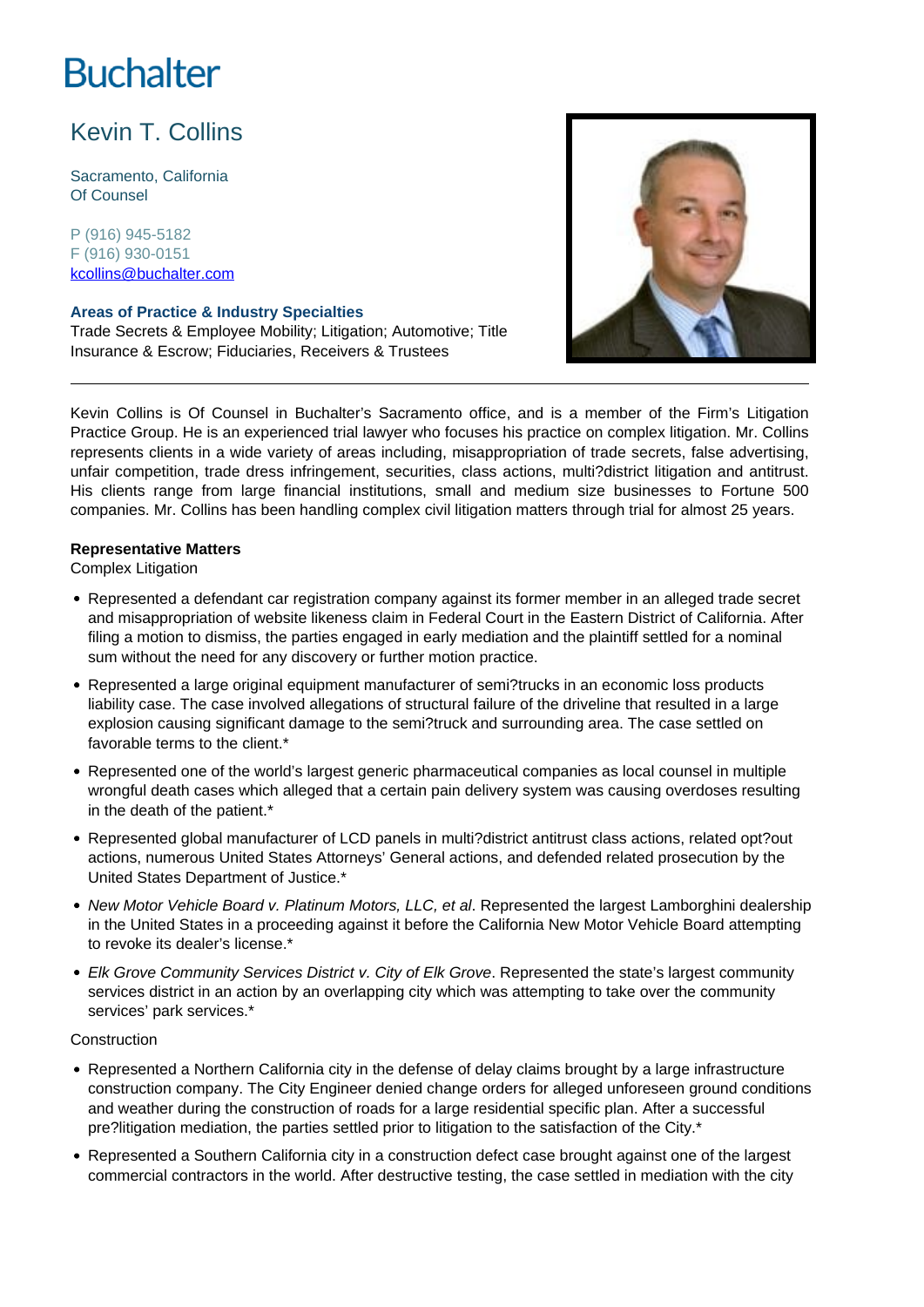Buchalter

# Kevin T. Collins

Sacramento, California
Of Counsel

P (916) 945-5182
F (916) 930-0151
kcollins@buchalter.com

**Areas of Practice & Industry Specialties**
Trade Secrets & Employee Mobility; Litigation; Automotive; Title Insurance & Escrow; Fiduciaries, Receivers & Trustees

---

Kevin Collins is Of Counsel in Buchalter's Sacramento office, and is a member of the Firm's Litigation Practice Group. He is an experienced trial lawyer who focuses his practice on complex litigation. Mr. Collins represents clients in a wide variety of areas including, misappropriation of trade secrets, false advertising, unfair competition, trade dress infringement, securities, class actions, multi?district litigation and antitrust. His clients range from large financial institutions, small and medium size businesses to Fortune 500 companies. Mr. Collins has been handling complex civil litigation matters through trial for almost 25 years.

**Representative Matters**

Complex Litigation

- Represented a defendant car registration company against its former member in an alleged trade secret and misappropriation of website likeness claim in Federal Court in the Eastern District of California. After filing a motion to dismiss, the parties engaged in early mediation and the plaintiff settled for a nominal sum without the need for any discovery or further motion practice.
- Represented a large original equipment manufacturer of semi?trucks in an economic loss products liability case. The case involved allegations of structural failure of the driveline that resulted in a large explosion causing significant damage to the semi?truck and surrounding area. The case settled on favorable terms to the client.*
- Represented one of the world's largest generic pharmaceutical companies as local counsel in multiple wrongful death cases which alleged that a certain pain delivery system was causing overdoses resulting in the death of the patient.*
- Represented global manufacturer of LCD panels in multi?district antitrust class actions, related opt?out actions, numerous United States Attorneys' General actions, and defended related prosecution by the United States Department of Justice.*
- *New Motor Vehicle Board v. Platinum Motors, LLC, et al*. Represented the largest Lamborghini dealership in the United States in a proceeding against it before the California New Motor Vehicle Board attempting to revoke its dealer's license.*
- *Elk Grove Community Services District v. City of Elk Grove*. Represented the state's largest community services district in an action by an overlapping city which was attempting to take over the community services' park services.*

Construction

- Represented a Northern California city in the defense of delay claims brought by a large infrastructure construction company. The City Engineer denied change orders for alleged unforeseen ground conditions and weather during the construction of roads for a large residential specific plan. After a successful pre?litigation mediation, the parties settled prior to litigation to the satisfaction of the City.*
- Represented a Southern California city in a construction defect case brought against one of the largest commercial contractors in the world. After destructive testing, the case settled in mediation with the city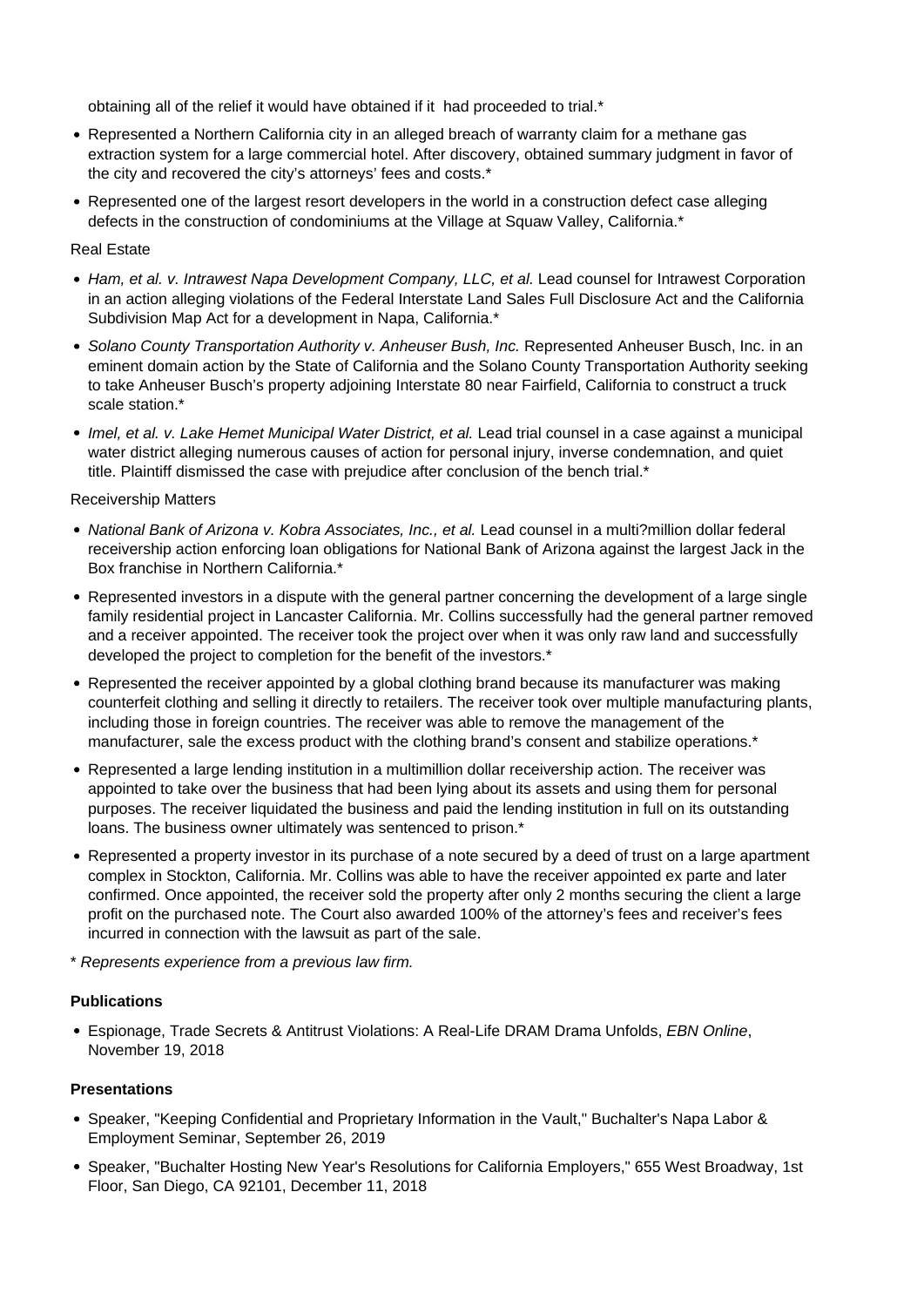obtaining all of the relief it would have obtained if it had proceeded to trial.*

- Represented a Northern California city in an alleged breach of warranty claim for a methane gas extraction system for a large commercial hotel. After discovery, obtained summary judgment in favor of the city and recovered the city's attorneys' fees and costs.*
- Represented one of the largest resort developers in the world in a construction defect case alleging defects in the construction of condominiums at the Village at Squaw Valley, California.*

Real Estate

- *Ham, et al. v. Intrawest Napa Development Company, LLC, et al.* Lead counsel for Intrawest Corporation in an action alleging violations of the Federal Interstate Land Sales Full Disclosure Act and the California Subdivision Map Act for a development in Napa, California.*
- *Solano County Transportation Authority v. Anheuser Bush, Inc.* Represented Anheuser Busch, Inc. in an eminent domain action by the State of California and the Solano County Transportation Authority seeking to take Anheuser Busch's property adjoining Interstate 80 near Fairfield, California to construct a truck scale station.*
- *Imel, et al. v. Lake Hemet Municipal Water District, et al.* Lead trial counsel in a case against a municipal water district alleging numerous causes of action for personal injury, inverse condemnation, and quiet title. Plaintiff dismissed the case with prejudice after conclusion of the bench trial.*

Receivership Matters

- *National Bank of Arizona v. Kobra Associates, Inc., et al.* Lead counsel in a multi?million dollar federal receivership action enforcing loan obligations for National Bank of Arizona against the largest Jack in the Box franchise in Northern California.*
- Represented investors in a dispute with the general partner concerning the development of a large single family residential project in Lancaster California. Mr. Collins successfully had the general partner removed and a receiver appointed. The receiver took the project over when it was only raw land and successfully developed the project to completion for the benefit of the investors.*
- Represented the receiver appointed by a global clothing brand because its manufacturer was making counterfeit clothing and selling it directly to retailers. The receiver took over multiple manufacturing plants, including those in foreign countries. The receiver was able to remove the management of the manufacturer, sale the excess product with the clothing brand's consent and stabilize operations.*
- Represented a large lending institution in a multimillion dollar receivership action. The receiver was appointed to take over the business that had been lying about its assets and using them for personal purposes. The receiver liquidated the business and paid the lending institution in full on its outstanding loans. The business owner ultimately was sentenced to prison.*
- Represented a property investor in its purchase of a note secured by a deed of trust on a large apartment complex in Stockton, California. Mr. Collins was able to have the receiver appointed ex parte and later confirmed. Once appointed, the receiver sold the property after only 2 months securing the client a large profit on the purchased note. The Court also awarded 100% of the attorney's fees and receiver's fees incurred in connection with the lawsuit as part of the sale.

*\* Represents experience from a previous law firm.*

**Publications**

- Espionage, Trade Secrets & Antitrust Violations: A Real-Life DRAM Drama Unfolds, *EBN Online*, November 19, 2018

**Presentations**

- Speaker, "Keeping Confidential and Proprietary Information in the Vault," Buchalter's Napa Labor & Employment Seminar, September 26, 2019
- Speaker, "Buchalter Hosting New Year's Resolutions for California Employers," 655 West Broadway, 1st Floor, San Diego, CA 92101, December 11, 2018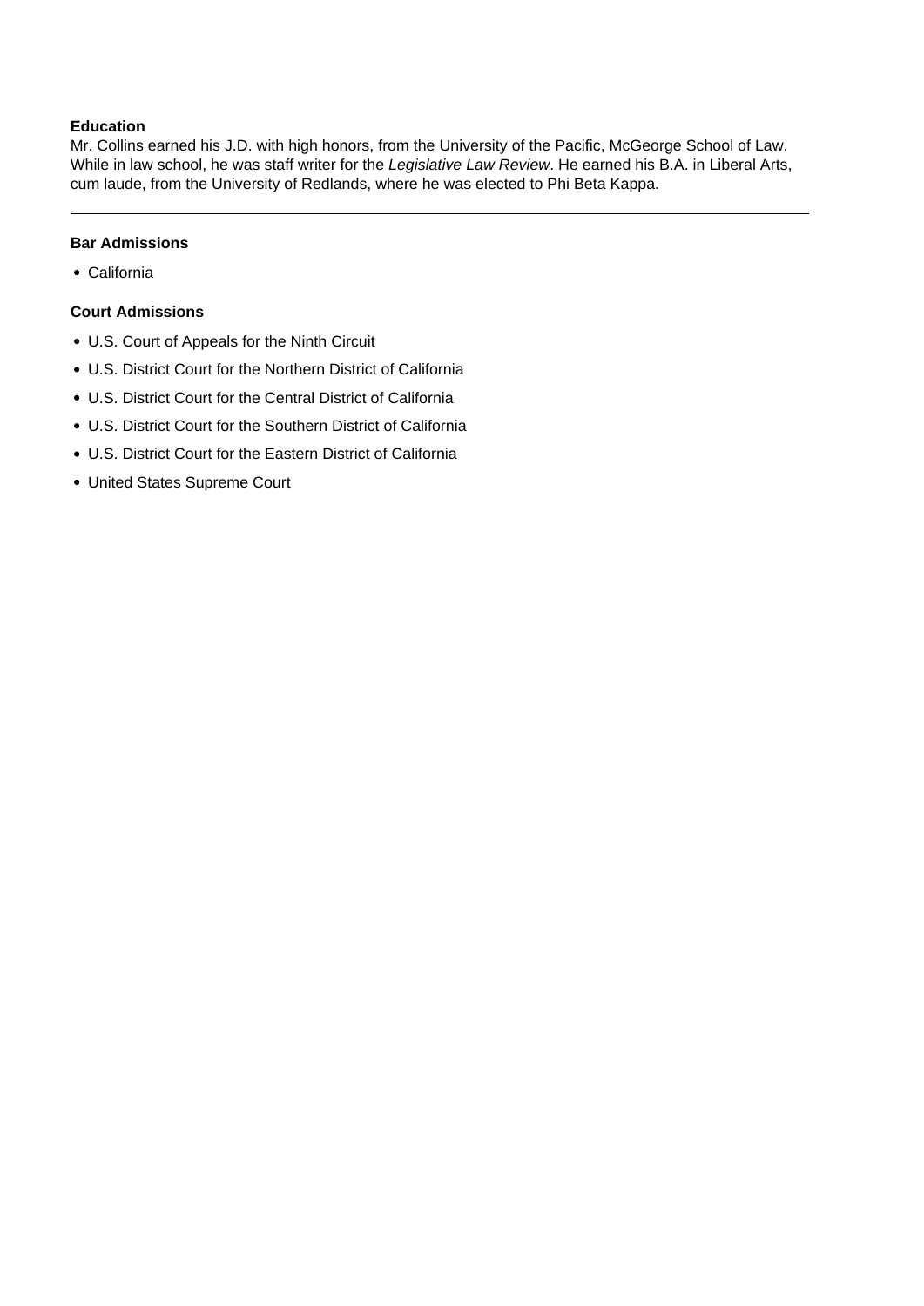**Education**

Mr. Collins earned his J.D. with high honors, from the University of the Pacific, McGeorge School of Law. While in law school, he was staff writer for the *Legislative Law Review*. He earned his B.A. in Liberal Arts, cum laude, from the University of Redlands, where he was elected to Phi Beta Kappa.

---

**Bar Admissions**

- California

**Court Admissions**

- U.S. Court of Appeals for the Ninth Circuit
- U.S. District Court for the Northern District of California
- U.S. District Court for the Central District of California
- U.S. District Court for the Southern District of California
- U.S. District Court for the Eastern District of California
- United States Supreme Court